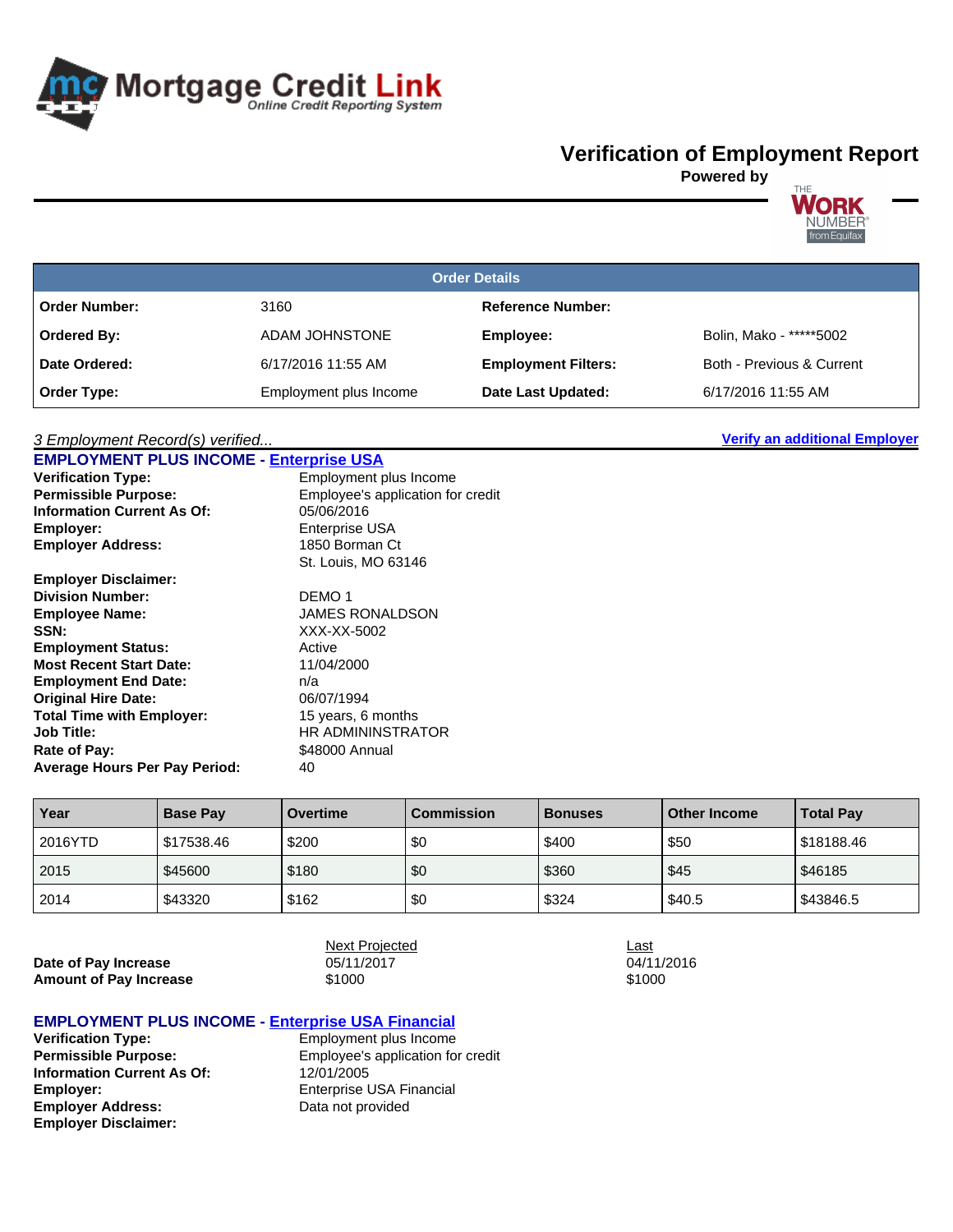# Mortgage Credit Link

Online Credit Reporting System

## Verification of Employment Report

**Powered by** THE WORK NUMBER from Equifax

| Order Details | | | |
|---|---|---|---|
| **Order Number:** | 3160 | **Reference Number:** | |
| **Ordered By:** | ADAM JOHNSTONE | **Employee:** | Bolin, Mako - *****5002 |
| **Date Ordered:** | 6/17/2016 11:55 AM | **Employment Filters:** | Both - Previous & Current |
| **Order Type:** | Employment plus Income | **Date Last Updated:** | 6/17/2016 11:55 AM |

*3 Employment Record(s) verified...* — **Verify an additional Employer**

### EMPLOYMENT PLUS INCOME - Enterprise USA

**Verification Type:** Employment plus Income
**Permissible Purpose:** Employee's application for credit
**Information Current As Of:** 05/06/2016
**Employer:** Enterprise USA
**Employer Address:** 1850 Borman Ct
St. Louis, MO 63146
**Employer Disclaimer:**
**Division Number:** DEMO 1
**Employee Name:** JAMES RONALDSON
**SSN:** XXX-XX-5002
**Employment Status:** Active
**Most Recent Start Date:** 11/04/2000
**Employment End Date:** n/a
**Original Hire Date:** 06/07/1994
**Total Time with Employer:** 15 years, 6 months
**Job Title:** HR ADMININSTRATOR
**Rate of Pay:** $48000 Annual
**Average Hours Per Pay Period:** 40

| Year | Base Pay | Overtime | Commission | Bonuses | Other Income | Total Pay |
|---|---|---|---|---|---|---|
| 2016YTD | $17538.46 | $200 | $0 | $400 | $50 | $18188.46 |
| 2015 | $45600 | $180 | $0 | $360 | $45 | $46185 |
| 2014 | $43320 | $162 | $0 | $324 | $40.5 | $43846.5 |

| | Next Projected | Last |
|---|---|---|
| **Date of Pay Increase** | 05/11/2017 | 04/11/2016 |
| **Amount of Pay Increase** | $1000 | $1000 |

### EMPLOYMENT PLUS INCOME - Enterprise USA Financial

**Verification Type:** Employment plus Income
**Permissible Purpose:** Employee's application for credit
**Information Current As Of:** 12/01/2005
**Employer:** Enterprise USA Financial
**Employer Address:** Data not provided
**Employer Disclaimer:**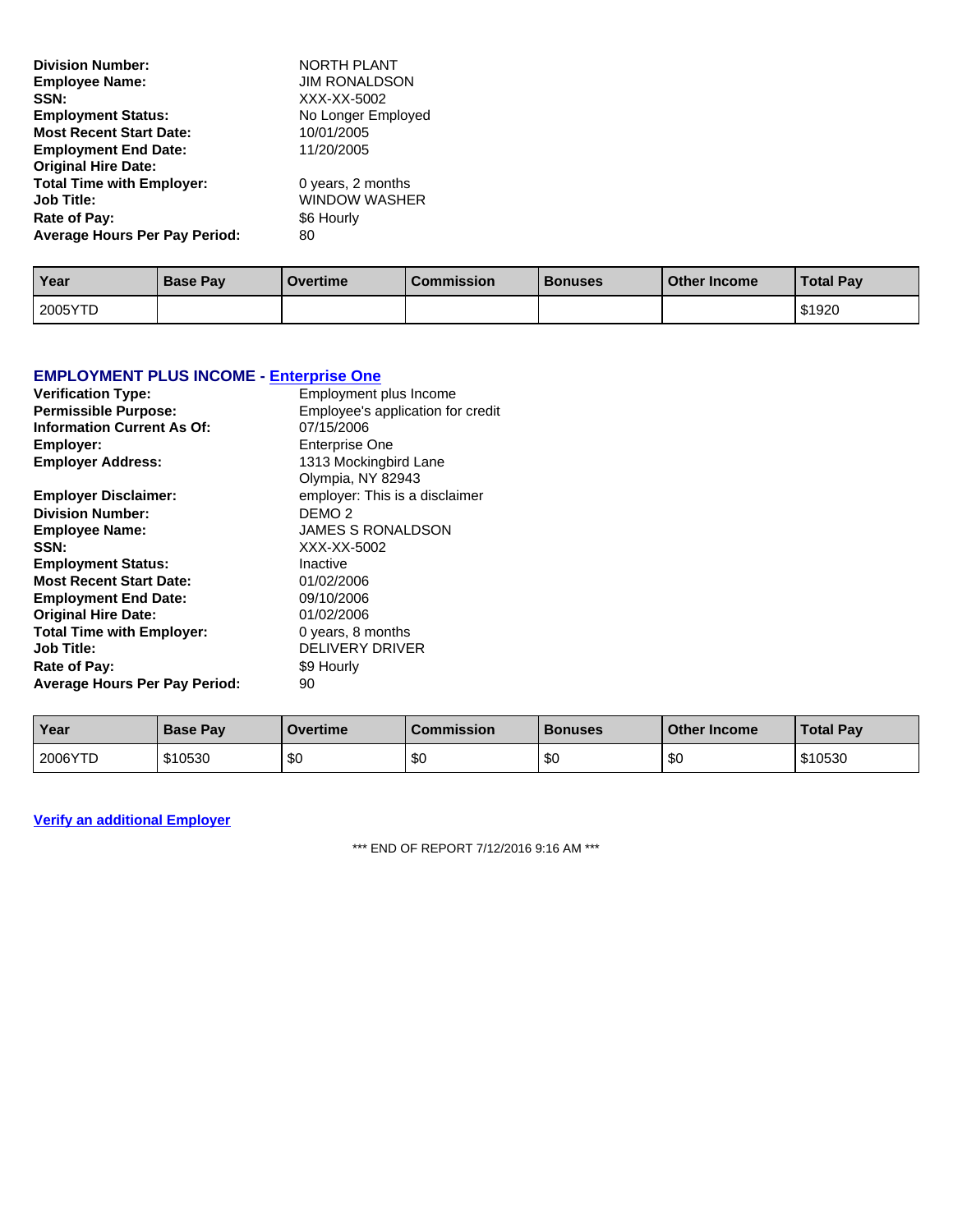**Division Number:** NORTH PLANT
**Employee Name:** JIM RONALDSON
**SSN:** XXX-XX-5002
**Employment Status:** No Longer Employed
**Most Recent Start Date:** 10/01/2005
**Employment End Date:** 11/20/2005
**Original Hire Date:**
**Total Time with Employer:** 0 years, 2 months
**Job Title:** WINDOW WASHER
**Rate of Pay:** $6 Hourly
**Average Hours Per Pay Period:** 80

| Year | Base Pay | Overtime | Commission | Bonuses | Other Income | Total Pay |
|---|---|---|---|---|---|---|
| 2005YTD | | | | | | $1920 |

## EMPLOYMENT PLUS INCOME - Enterprise One

**Verification Type:** Employment plus Income
**Permissible Purpose:** Employee's application for credit
**Information Current As Of:** 07/15/2006
**Employer:** Enterprise One
**Employer Address:** 1313 Mockingbird Lane
Olympia, NY 82943
**Employer Disclaimer:** employer: This is a disclaimer
**Division Number:** DEMO 2
**Employee Name:** JAMES S RONALDSON
**SSN:** XXX-XX-5002
**Employment Status:** Inactive
**Most Recent Start Date:** 01/02/2006
**Employment End Date:** 09/10/2006
**Original Hire Date:** 01/02/2006
**Total Time with Employer:** 0 years, 8 months
**Job Title:** DELIVERY DRIVER
**Rate of Pay:** $9 Hourly
**Average Hours Per Pay Period:** 90

| Year | Base Pay | Overtime | Commission | Bonuses | Other Income | Total Pay |
|---|---|---|---|---|---|---|
| 2006YTD | $10530 | $0 | $0 | $0 | $0 | $10530 |

**Verify an additional Employer**

\*\*\* END OF REPORT 7/12/2016 9:16 AM \*\*\*